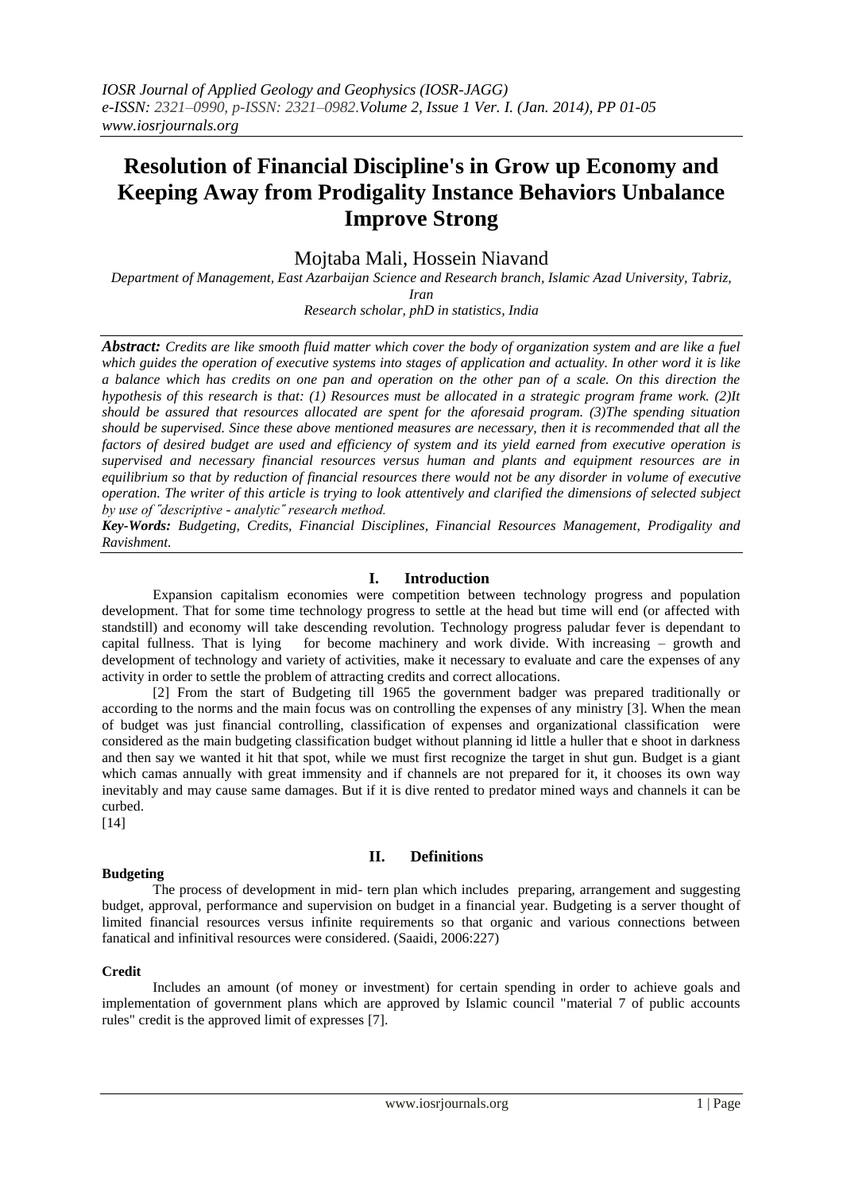# Resolution of Financial Discipline's in Grow up Economy and Keeping Away from Prodigality Instance Behaviors Unbalance Improve Strong

Mojtaba Mali, Hossein Niavand

*Department of Management, East Azarbaijan Science and Research branch, Islamic Azad University, Tabriz, Iran*

*Research scholar, phD in statistics, India*

***Abstract:*** *Credits are like smooth fluid matter which cover the body of organization system and are like a fuel which guides the operation of executive systems into stages of application and actuality. In other word it is like a balance which has credits on one pan and operation on the other pan of a scale. On this direction the hypothesis of this research is that: (1) Resources must be allocated in a strategic program frame work. (2)It should be assured that resources allocated are spent for the aforesaid program. (3)The spending situation should be supervised. Since these above mentioned measures are necessary, then it is recommended that all the factors of desired budget are used and efficiency of system and its yield earned from executive operation is supervised and necessary financial resources versus human and plants and equipment resources are in equilibrium so that by reduction of financial resources there would not be any disorder in volume of executive operation. The writer of this article is trying to look attentively and clarified the dimensions of selected subject by use of ˝descriptive - analytic˝ research method.*

***Key-Words:*** *Budgeting, Credits, Financial Disciplines, Financial Resources Management, Prodigality and Ravishment.*

## I. Introduction

Expansion capitalism economies were competition between technology progress and population development. That for some time technology progress to settle at the head but time will end (or affected with standstill) and economy will take descending revolution. Technology progress paludar fever is dependant to capital fullness. That is lying for become machinery and work divide. With increasing – growth and development of technology and variety of activities, make it necessary to evaluate and care the expenses of any activity in order to settle the problem of attracting credits and correct allocations.

[2] From the start of Budgeting till 1965 the government badger was prepared traditionally or according to the norms and the main focus was on controlling the expenses of any ministry [3]. When the mean of budget was just financial controlling, classification of expenses and organizational classification were considered as the main budgeting classification budget without planning id little a huller that e shoot in darkness and then say we wanted it hit that spot, while we must first recognize the target in shut gun. Budget is a giant which camas annually with great immensity and if channels are not prepared for it, it chooses its own way inevitably and may cause same damages. But if it is dive rented to predator mined ways and channels it can be curbed.

[14]

## II. Definitions

### Budgeting

The process of development in mid- tern plan which includes preparing, arrangement and suggesting budget, approval, performance and supervision on budget in a financial year. Budgeting is a server thought of limited financial resources versus infinite requirements so that organic and various connections between fanatical and infinitival resources were considered. (Saaidi, 2006:227)

### Credit

Includes an amount (of money or investment) for certain spending in order to achieve goals and implementation of government plans which are approved by Islamic council "material 7 of public accounts rules" credit is the approved limit of expresses [7].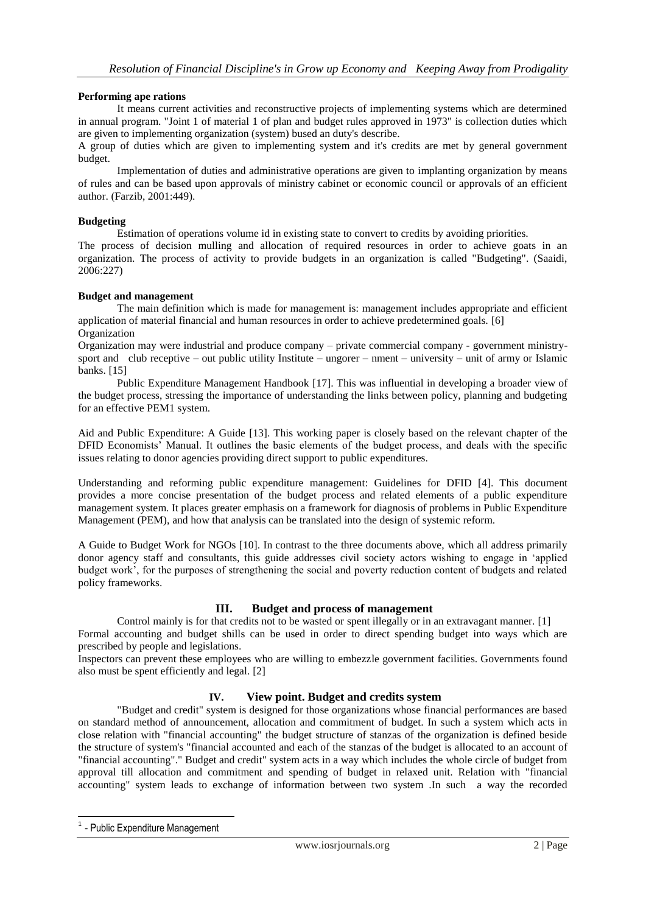**Performing ape rations**

It means current activities and reconstructive projects of implementing systems which are determined in annual program. "Joint 1 of material 1 of plan and budget rules approved in 1973" is collection duties which are given to implementing organization (system) bused an duty's describe.

A group of duties which are given to implementing system and it's credits are met by general government budget.

Implementation of duties and administrative operations are given to implanting organization by means of rules and can be based upon approvals of ministry cabinet or economic council or approvals of an efficient author. (Farzib, 2001:449).

**Budgeting**

Estimation of operations volume id in existing state to convert to credits by avoiding priorities.

The process of decision mulling and allocation of required resources in order to achieve goats in an organization. The process of activity to provide budgets in an organization is called "Budgeting". (Saaidi, 2006:227)

**Budget and management**

The main definition which is made for management is: management includes appropriate and efficient application of material financial and human resources in order to achieve predetermined goals. [6]

Organization

Organization may were industrial and produce company – private commercial company - government ministry- sport and club receptive – out public utility Institute – ungorer – nment – university – unit of army or Islamic banks. [15]

Public Expenditure Management Handbook [17]. This was influential in developing a broader view of the budget process, stressing the importance of understanding the links between policy, planning and budgeting for an effective PEM[1] system.

Aid and Public Expenditure: A Guide [13]. This working paper is closely based on the relevant chapter of the DFID Economists' Manual. It outlines the basic elements of the budget process, and deals with the specific issues relating to donor agencies providing direct support to public expenditures.

Understanding and reforming public expenditure management: Guidelines for DFID [4]. This document provides a more concise presentation of the budget process and related elements of a public expenditure management system. It places greater emphasis on a framework for diagnosis of problems in Public Expenditure Management (PEM), and how that analysis can be translated into the design of systemic reform.

A Guide to Budget Work for NGOs [10]. In contrast to the three documents above, which all address primarily donor agency staff and consultants, this guide addresses civil society actors wishing to engage in 'applied budget work', for the purposes of strengthening the social and poverty reduction content of budgets and related policy frameworks.

## III. Budget and process of management

Control mainly is for that credits not to be wasted or spent illegally or in an extravagant manner. [1]

Formal accounting and budget shills can be used in order to direct spending budget into ways which are prescribed by people and legislations.

Inspectors can prevent these employees who are willing to embezzle government facilities. Governments found also must be spent efficiently and legal. [2]

## IV. View point. Budget and credits system

"Budget and credit" system is designed for those organizations whose financial performances are based on standard method of announcement, allocation and commitment of budget. In such a system which acts in close relation with "financial accounting" the budget structure of stanzas of the organization is defined beside the structure of system's "financial accounted and each of the stanzas of the budget is allocated to an account of "financial accounting"." Budget and credit" system acts in a way which includes the whole circle of budget from approval till allocation and commitment and spending of budget in relaxed unit. Relation with "financial accounting" system leads to exchange of information between two system .In such a way the recorded

[1] - Public Expenditure Management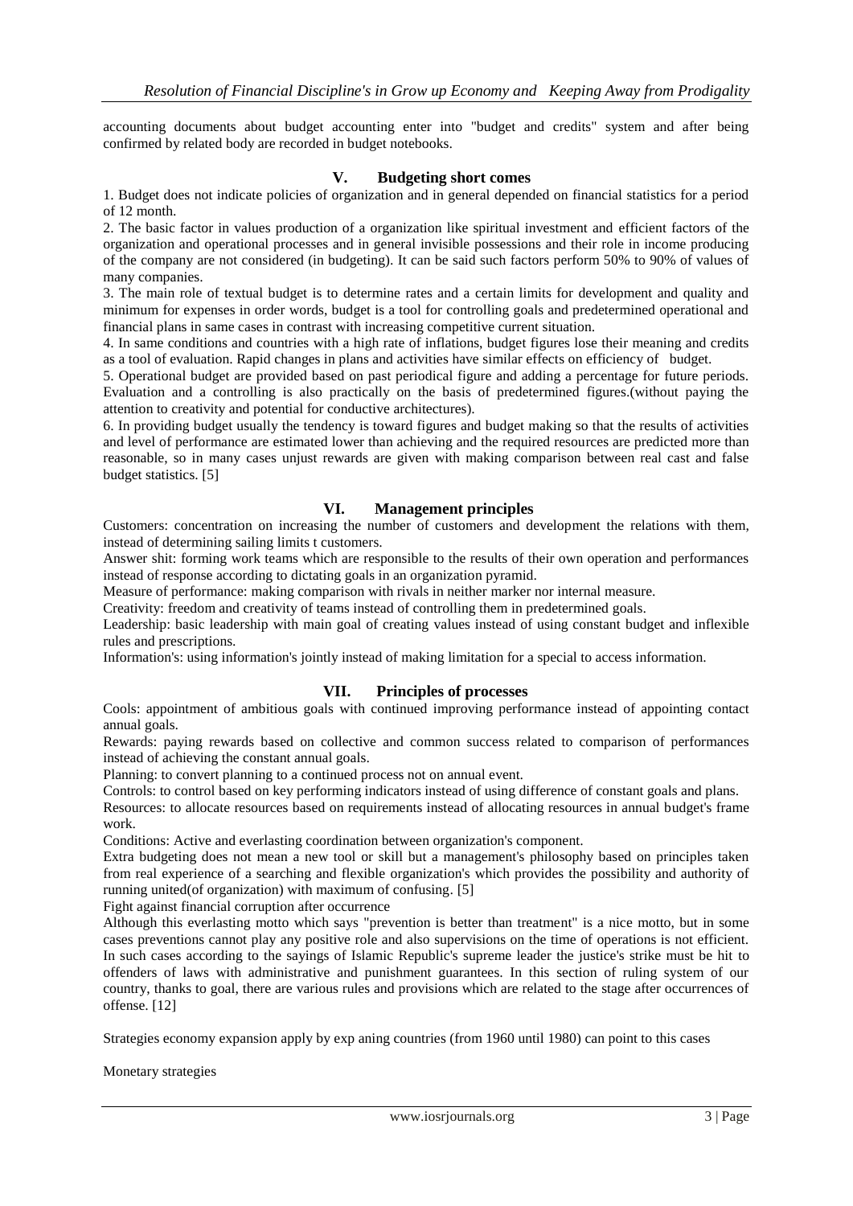accounting documents about budget accounting enter into "budget and credits" system and after being confirmed by related body are recorded in budget notebooks.

## V. Budgeting short comes

1. Budget does not indicate policies of organization and in general depended on financial statistics for a period of 12 month.

2. The basic factor in values production of a organization like spiritual investment and efficient factors of the organization and operational processes and in general invisible possessions and their role in income producing of the company are not considered (in budgeting). It can be said such factors perform 50% to 90% of values of many companies.

3. The main role of textual budget is to determine rates and a certain limits for development and quality and minimum for expenses in order words, budget is a tool for controlling goals and predetermined operational and financial plans in same cases in contrast with increasing competitive current situation.

4. In same conditions and countries with a high rate of inflations, budget figures lose their meaning and credits as a tool of evaluation. Rapid changes in plans and activities have similar effects on efficiency of budget.

5. Operational budget are provided based on past periodical figure and adding a percentage for future periods. Evaluation and a controlling is also practically on the basis of predetermined figures.(without paying the attention to creativity and potential for conductive architectures).

6. In providing budget usually the tendency is toward figures and budget making so that the results of activities and level of performance are estimated lower than achieving and the required resources are predicted more than reasonable, so in many cases unjust rewards are given with making comparison between real cast and false budget statistics. [5]

## VI. Management principles

Customers: concentration on increasing the number of customers and development the relations with them, instead of determining sailing limits t customers.

Answer shit: forming work teams which are responsible to the results of their own operation and performances instead of response according to dictating goals in an organization pyramid.

Measure of performance: making comparison with rivals in neither marker nor internal measure.

Creativity: freedom and creativity of teams instead of controlling them in predetermined goals.

Leadership: basic leadership with main goal of creating values instead of using constant budget and inflexible rules and prescriptions.

Information's: using information's jointly instead of making limitation for a special to access information.

## VII. Principles of processes

Cools: appointment of ambitious goals with continued improving performance instead of appointing contact annual goals.

Rewards: paying rewards based on collective and common success related to comparison of performances instead of achieving the constant annual goals.

Planning: to convert planning to a continued process not on annual event.

Controls: to control based on key performing indicators instead of using difference of constant goals and plans.

Resources: to allocate resources based on requirements instead of allocating resources in annual budget's frame work.

Conditions: Active and everlasting coordination between organization's component.

Extra budgeting does not mean a new tool or skill but a management's philosophy based on principles taken from real experience of a searching and flexible organization's which provides the possibility and authority of running united(of organization) with maximum of confusing. [5]

Fight against financial corruption after occurrence

Although this everlasting motto which says "prevention is better than treatment" is a nice motto, but in some cases preventions cannot play any positive role and also supervisions on the time of operations is not efficient. In such cases according to the sayings of Islamic Republic's supreme leader the justice's strike must be hit to offenders of laws with administrative and punishment guarantees. In this section of ruling system of our country, thanks to goal, there are various rules and provisions which are related to the stage after occurrences of offense. [12]

Strategies economy expansion apply by exp aning countries (from 1960 until 1980) can point to this cases

Monetary strategies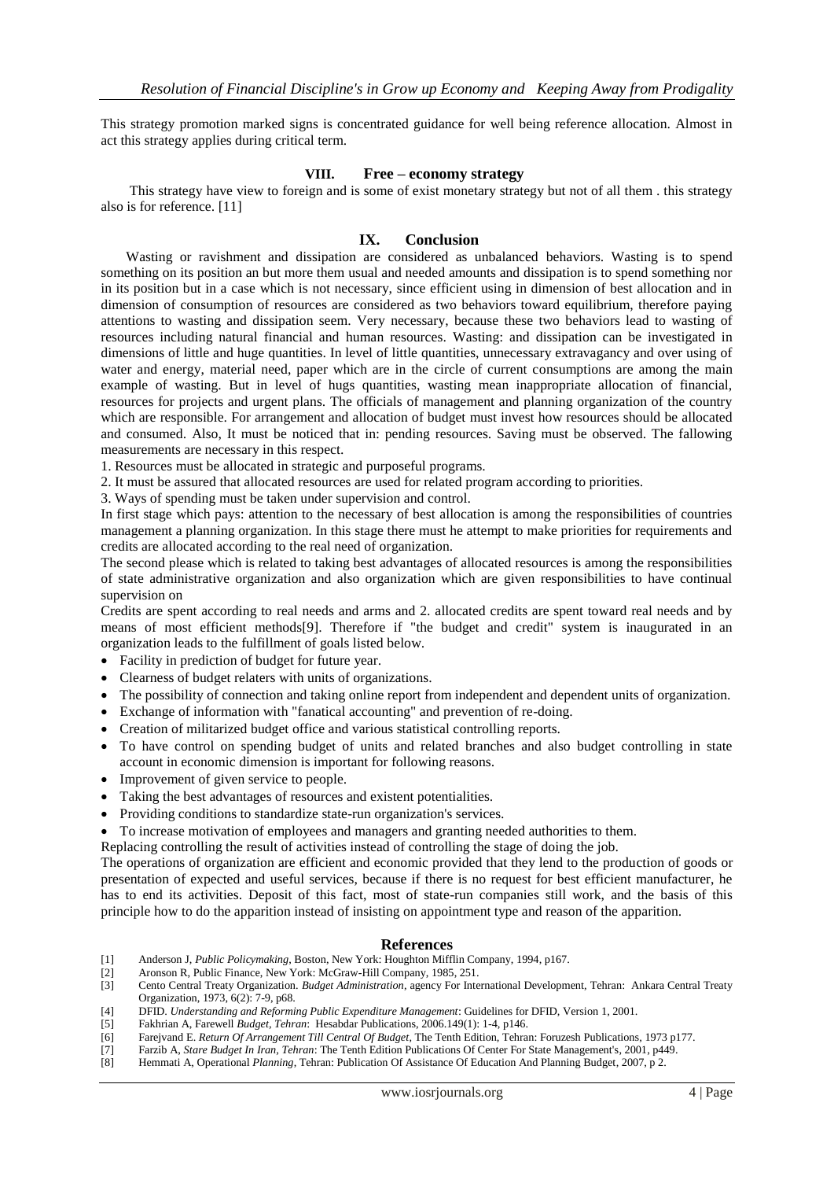This strategy promotion marked signs is concentrated guidance for well being reference allocation. Almost in act this strategy applies during critical term.

## VIII. Free – economy strategy

This strategy have view to foreign and is some of exist monetary strategy but not of all them . this strategy also is for reference. [11]

## IX. Conclusion

Wasting or ravishment and dissipation are considered as unbalanced behaviors. Wasting is to spend something on its position an but more them usual and needed amounts and dissipation is to spend something nor in its position but in a case which is not necessary, since efficient using in dimension of best allocation and in dimension of consumption of resources are considered as two behaviors toward equilibrium, therefore paying attentions to wasting and dissipation seem. Very necessary, because these two behaviors lead to wasting of resources including natural financial and human resources. Wasting: and dissipation can be investigated in dimensions of little and huge quantities. In level of little quantities, unnecessary extravagancy and over using of water and energy, material need, paper which are in the circle of current consumptions are among the main example of wasting. But in level of hugs quantities, wasting mean inappropriate allocation of financial, resources for projects and urgent plans. The officials of management and planning organization of the country which are responsible. For arrangement and allocation of budget must invest how resources should be allocated and consumed. Also, It must be noticed that in: pending resources. Saving must be observed. The fallowing measurements are necessary in this respect.

1. Resources must be allocated in strategic and purposeful programs.
2. It must be assured that allocated resources are used for related program according to priorities.
3. Ways of spending must be taken under supervision and control.

In first stage which pays: attention to the necessary of best allocation is among the responsibilities of countries management a planning organization. In this stage there must he attempt to make priorities for requirements and credits are allocated according to the real need of organization.

The second please which is related to taking best advantages of allocated resources is among the responsibilities of state administrative organization and also organization which are given responsibilities to have continual supervision on

Credits are spent according to real needs and arms and 2. allocated credits are spent toward real needs and by means of most efficient methods[9]. Therefore if "the budget and credit" system is inaugurated in an organization leads to the fulfillment of goals listed below.

- Facility in prediction of budget for future year.
- Clearness of budget relaters with units of organizations.
- The possibility of connection and taking online report from independent and dependent units of organization.
- Exchange of information with "fanatical accounting" and prevention of re-doing.
- Creation of militarized budget office and various statistical controlling reports.
- To have control on spending budget of units and related branches and also budget controlling in state account in economic dimension is important for following reasons.
- Improvement of given service to people.
- Taking the best advantages of resources and existent potentialities.
- Providing conditions to standardize state-run organization's services.
- To increase motivation of employees and managers and granting needed authorities to them.

Replacing controlling the result of activities instead of controlling the stage of doing the job.

The operations of organization are efficient and economic provided that they lend to the production of goods or presentation of expected and useful services, because if there is no request for best efficient manufacturer, he has to end its activities. Deposit of this fact, most of state-run companies still work, and the basis of this principle how to do the apparition instead of insisting on appointment type and reason of the apparition.

## References

[1] Anderson J, *Public Policymaking*, Boston, New York: Houghton Mifflin Company, 1994, p167.
[2] Aronson R, Public Finance, New York: McGraw-Hill Company, 1985, 251.
[3] Cento Central Treaty Organization. *Budget Administration*, agency For International Development, Tehran: Ankara Central Treaty Organization, 1973, 6(2): 7-9, p68.
[4] DFID. *Understanding and Reforming Public Expenditure Management*: Guidelines for DFID, Version 1, 2001.
[5] Fakhrian A, Farewell *Budget, Tehran*: Hesabdar Publications, 2006.149(1): 1-4, p146.
[6] Farejvand E. *Return Of Arrangement Till Central Of Budget*, The Tenth Edition, Tehran: Foruzesh Publications, 1973 p177.
[7] Farzib A, *Stare Budget In Iran, Tehran*: The Tenth Edition Publications Of Center For State Management's, 2001, p449.
[8] Hemmati A, Operational *Planning*, Tehran: Publication Of Assistance Of Education And Planning Budget, 2007, p 2.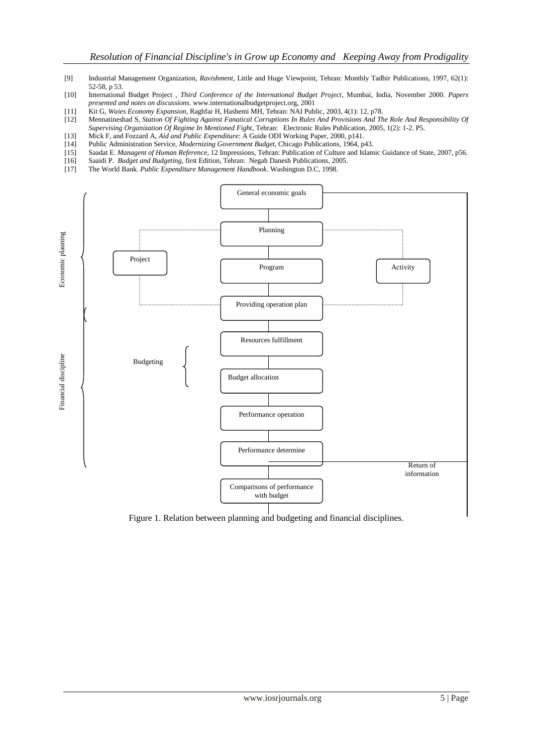[9] Industrial Management Organization, *Ravishment*, Little and Huge Viewpoint, Tehran: Monthly Tadbir Publications, 1997, 62(1): 52-58, p 53.

[10] International Budget Project , *Third Conference of the International Budget Project*, Mumbai, India, November 2000. *Papers presented and notes on discussions*. www.internationalbudgetproject.org, 2001

[11] Kit G, *Waies Economy Expansion*, Raghfar H, Hashemi MH, Tehran: NAI Public, 2003, 4(1): 12, p78.

[12] Mennatineshad S, *Station Of Fighting Against Fanatical Corruptions In Rules And Provisions And The Role And Responsibility Of Supervising Organization Of Regime In Mentioned Fight*, Tehran: Electronic Rules Publication, 2005, 1(2): 1-2. P5.

[13] Mick F, and Fozzard A, *Aid and Public Expenditure*: A Guide ODI Working Paper, 2000, p141.

[14] Public Administration Service, *Modernizing Government Budget*, Chicago Publications, 1964, p43.

[15] Saadat E. *Managent of Human Reference*, 12 Impressions, Tehran: Publication of Culture and Islamic Guidance of State, 2007, p56.

[16] Saaidi P. *Budget and Budgeting*, first Edition, Tehran: Negah Danesh Publications, 2005.

[17] The World Bank. *Public Expenditure Management Handbook*. Washington D.C, 1998.

Economic plauning

Financial discipline

General economic goals

Planning

Project

Program

Activity

Providing operation plan

Resources fulfillment

Budgeting

Budget allocation

Performance operation

Performance determine

Return of information

Comparisons of performance with budget

Figure 1. Relation between planning and budgeting and financial disciplines.